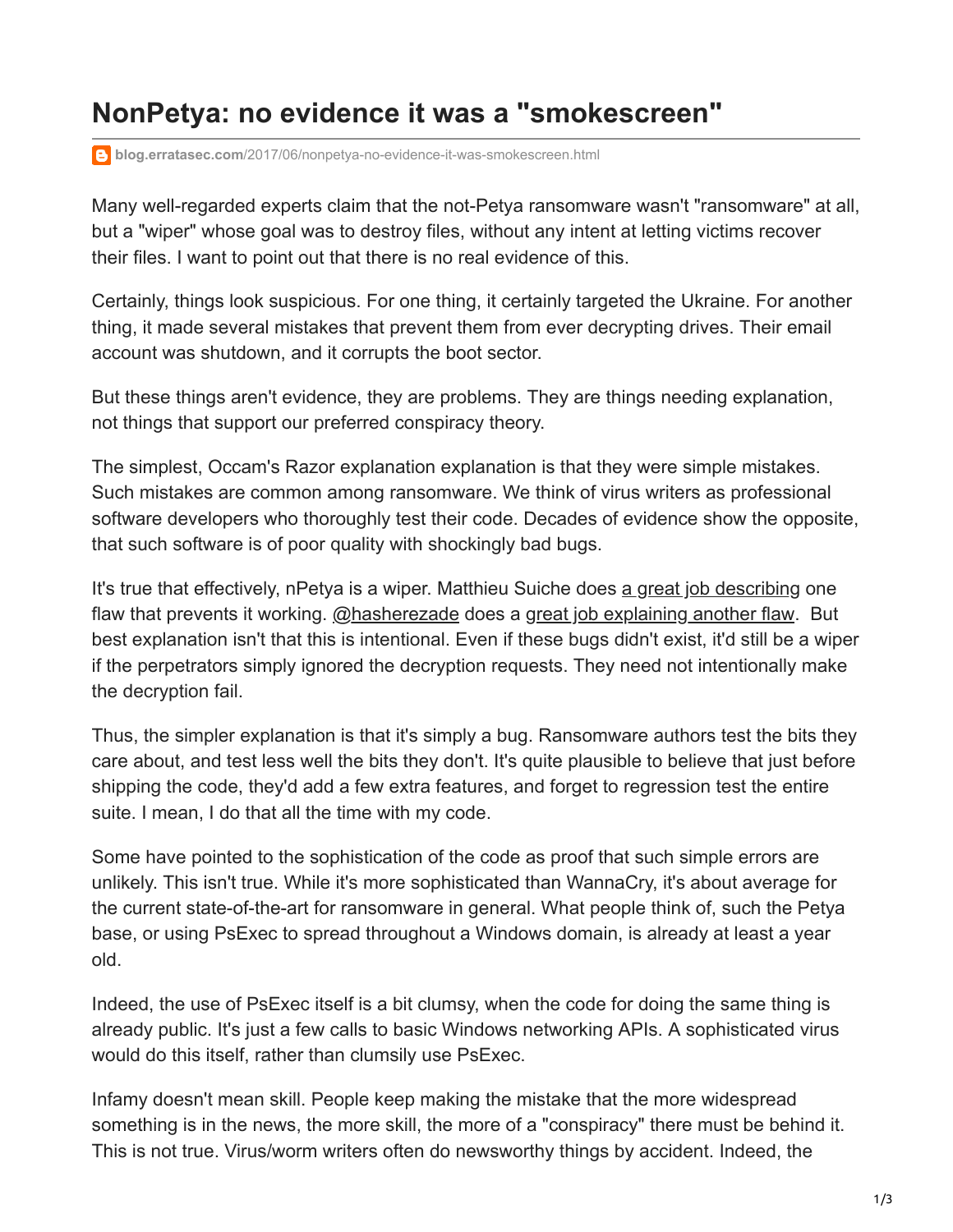# NonPetya: no evidence it was a "smokescreen"

blog.erratasec.com/2017/06/nonpetya-no-evidence-it-was-smokescreen.html

Many well-regarded experts claim that the not-Petya ransomware wasn't "ransomware" at all, but a "wiper" whose goal was to destroy files, without any intent at letting victims recover their files. I want to point out that there is no real evidence of this.

Certainly, things look suspicious. For one thing, it certainly targeted the Ukraine. For another thing, it made several mistakes that prevent them from ever decrypting drives. Their email account was shutdown, and it corrupts the boot sector.

But these things aren't evidence, they are problems. They are things needing explanation, not things that support our preferred conspiracy theory.

The simplest, Occam's Razor explanation explanation is that they were simple mistakes. Such mistakes are common among ransomware. We think of virus writers as professional software developers who thoroughly test their code. Decades of evidence show the opposite, that such software is of poor quality with shockingly bad bugs.

It's true that effectively, nPetya is a wiper. Matthieu Suiche does a great job describing one flaw that prevents it working. @hasherezade does a great job explaining another flaw. But best explanation isn't that this is intentional. Even if these bugs didn't exist, it'd still be a wiper if the perpetrators simply ignored the decryption requests. They need not intentionally make the decryption fail.

Thus, the simpler explanation is that it's simply a bug. Ransomware authors test the bits they care about, and test less well the bits they don't. It's quite plausible to believe that just before shipping the code, they'd add a few extra features, and forget to regression test the entire suite. I mean, I do that all the time with my code.

Some have pointed to the sophistication of the code as proof that such simple errors are unlikely. This isn't true. While it's more sophisticated than WannaCry, it's about average for the current state-of-the-art for ransomware in general. What people think of, such the Petya base, or using PsExec to spread throughout a Windows domain, is already at least a year old.

Indeed, the use of PsExec itself is a bit clumsy, when the code for doing the same thing is already public. It's just a few calls to basic Windows networking APIs. A sophisticated virus would do this itself, rather than clumsily use PsExec.

Infamy doesn't mean skill. People keep making the mistake that the more widespread something is in the news, the more skill, the more of a "conspiracy" there must be behind it. This is not true. Virus/worm writers often do newsworthy things by accident. Indeed, the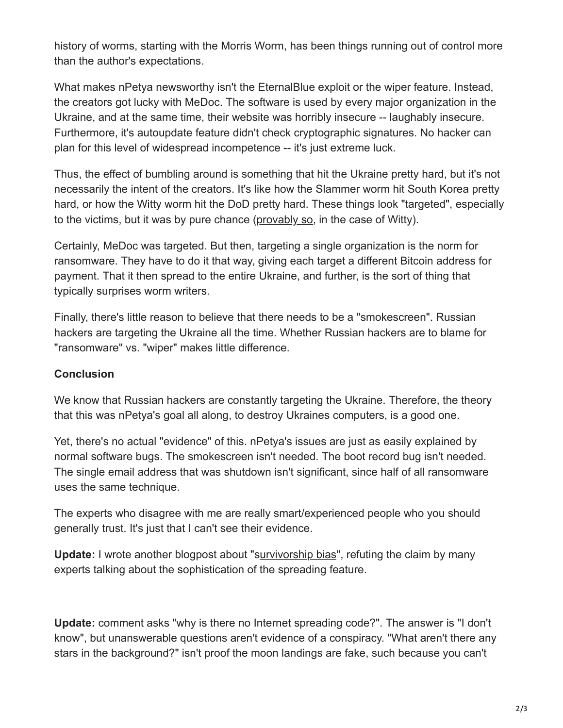history of worms, starting with the Morris Worm, has been things running out of control more than the author's expectations.

What makes nPetya newsworthy isn't the EternalBlue exploit or the wiper feature. Instead, the creators got lucky with MeDoc. The software is used by every major organization in the Ukraine, and at the same time, their website was horribly insecure -- laughably insecure. Furthermore, it's autoupdate feature didn't check cryptographic signatures. No hacker can plan for this level of widespread incompetence -- it's just extreme luck.

Thus, the effect of bumbling around is something that hit the Ukraine pretty hard, but it's not necessarily the intent of the creators. It's like how the Slammer worm hit South Korea pretty hard, or how the Witty worm hit the DoD pretty hard. These things look "targeted", especially to the victims, but it was by pure chance (provably so, in the case of Witty).

Certainly, MeDoc was targeted. But then, targeting a single organization is the norm for ransomware. They have to do it that way, giving each target a different Bitcoin address for payment. That it then spread to the entire Ukraine, and further, is the sort of thing that typically surprises worm writers.

Finally, there's little reason to believe that there needs to be a "smokescreen". Russian hackers are targeting the Ukraine all the time. Whether Russian hackers are to blame for "ransomware" vs. "wiper" makes little difference.

**Conclusion**

We know that Russian hackers are constantly targeting the Ukraine. Therefore, the theory that this was nPetya's goal all along, to destroy Ukraines computers, is a good one.

Yet, there's no actual "evidence" of this. nPetya's issues are just as easily explained by normal software bugs. The smokescreen isn't needed. The boot record bug isn't needed. The single email address that was shutdown isn't significant, since half of all ransomware uses the same technique.

The experts who disagree with me are really smart/experienced people who you should generally trust. It's just that I can't see their evidence.

**Update:** I wrote another blogpost about "survivorship bias", refuting the claim by many experts talking about the sophistication of the spreading feature.

---

**Update:** comment asks "why is there no Internet spreading code?". The answer is "I don't know", but unanswerable questions aren't evidence of a conspiracy. "What aren't there any stars in the background?" isn't proof the moon landings are fake, such because you can't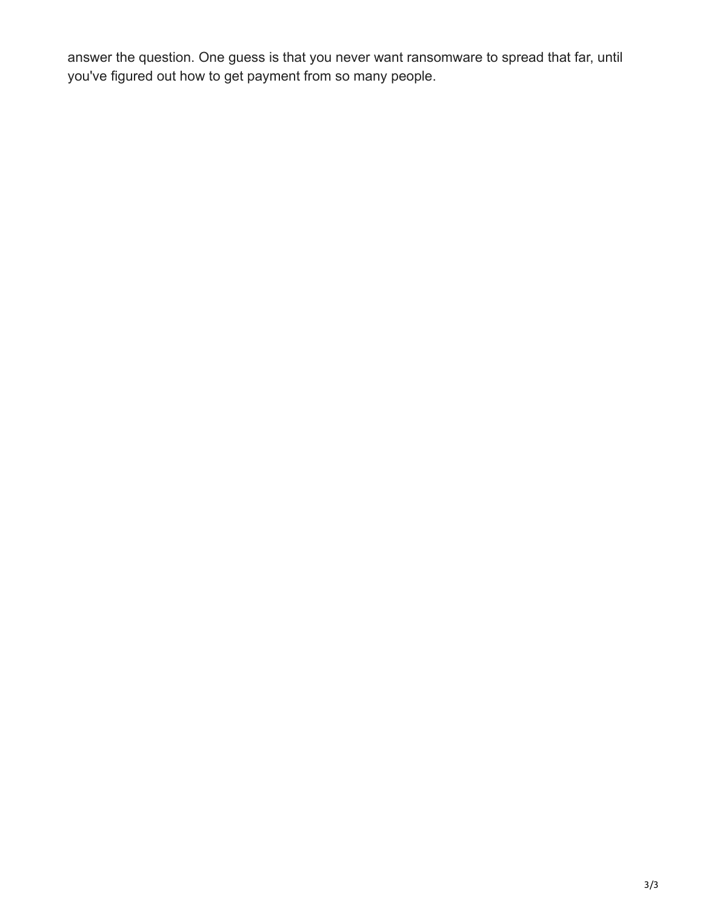answer the question. One guess is that you never want ransomware to spread that far, until you've figured out how to get payment from so many people.